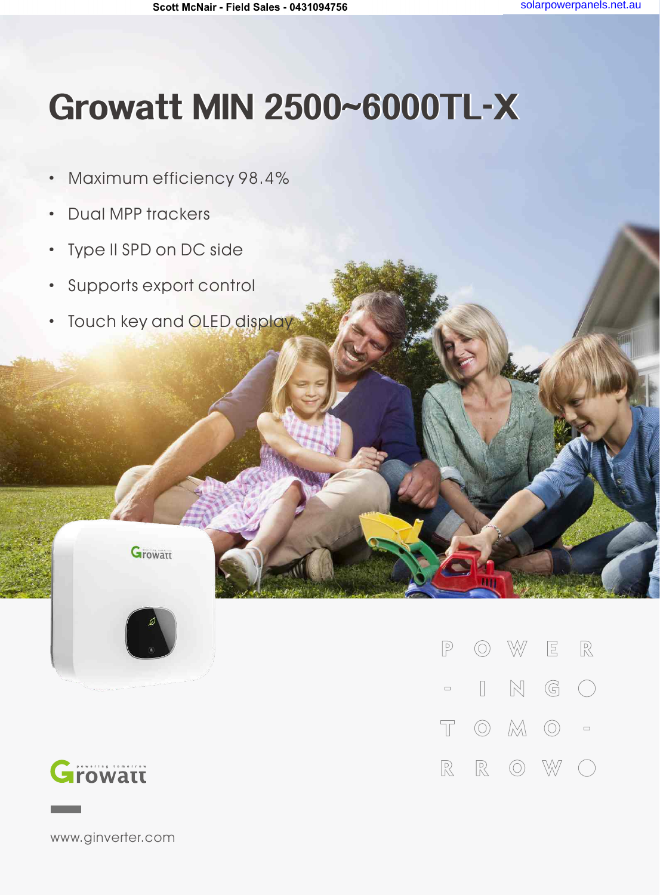# Growatt MIN 2500~6000TL-X

- Maximum efficiency 98.4%
- Dual MPP trackers
- Type II SPD on DC side
- Supports export control
- Touch key and OLED display

POWERING TOMORROW

Growatt

www.ginverter.com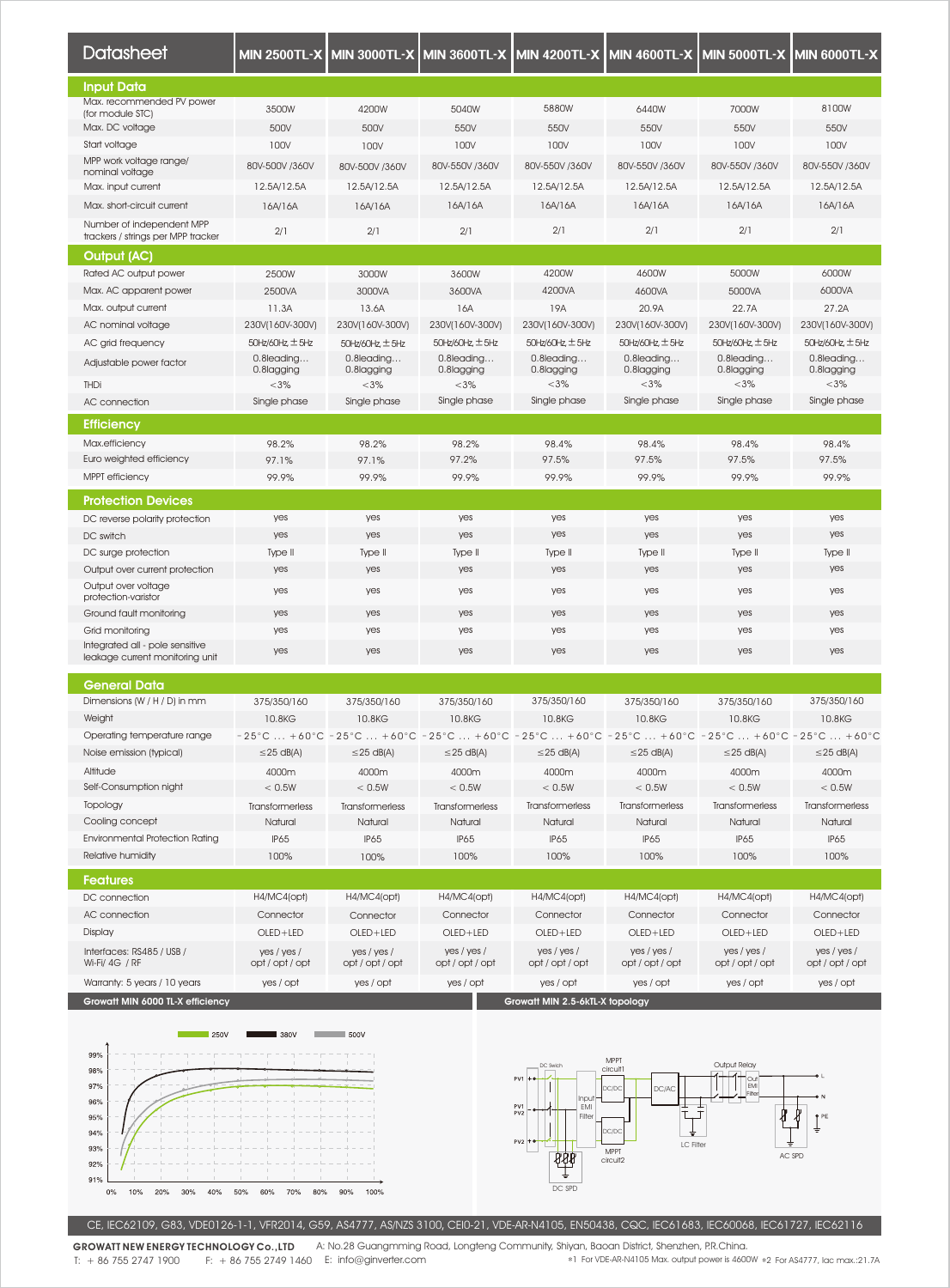| Datasheet | MIN 2500TL-X | MIN 3000TL-X | MIN 3600TL-X | MIN 4200TL-X | MIN 4600TL-X | MIN 5000TL-X | MIN 6000TL-X |
|---|---|---|---|---|---|---|---|
| **Input Data** | | | | | | | |
| Max. recommended PV power (for module STC) | 3500W | 4200W | 5040W | 5880W | 6440W | 7000W | 8100W |
| Max. DC voltage | 500V | 500V | 550V | 550V | 550V | 550V | 550V |
| Start voltage | 100V | 100V | 100V | 100V | 100V | 100V | 100V |
| MPP work voltage range/ nominal voltage | 80V-500V /360V | 80V-500V /360V | 80V-550V /360V | 80V-550V /360V | 80V-550V /360V | 80V-550V /360V | 80V-550V /360V |
| Max. input current | 12.5A/12.5A | 12.5A/12.5A | 12.5A/12.5A | 12.5A/12.5A | 12.5A/12.5A | 12.5A/12.5A | 12.5A/12.5A |
| Max. short-circuit current | 16A/16A | 16A/16A | 16A/16A | 16A/16A | 16A/16A | 16A/16A | 16A/16A |
| Number of independent MPP trackers / strings per MPP tracker | 2/1 | 2/1 | 2/1 | 2/1 | 2/1 | 2/1 | 2/1 |
| **Output (AC)** | | | | | | | |
| Rated AC output power | 2500W | 3000W | 3600W | 4200W | 4600W | 5000W | 6000W |
| Max. AC apparent power | 2500VA | 3000VA | 3600VA | 4200VA | 4600VA | 5000VA | 6000VA |
| Max. output current | 11.3A | 13.6A | 16A | 19A | 20.9A | 22.7A | 27.2A |
| AC nominal voltage | 230V(160V-300V) | 230V(160V-300V) | 230V(160V-300V) | 230V(160V-300V) | 230V(160V-300V) | 230V(160V-300V) | 230V(160V-300V) |
| AC grid frequency | 50Hz/60Hz, ±5Hz | 50Hz/60Hz, ±5Hz | 50Hz/60Hz, ±5Hz | 50Hz/60Hz, ±5Hz | 50Hz/60Hz, ±5Hz | 50Hz/60Hz, ±5Hz | 50Hz/60Hz, ±5Hz |
| Adjustable power factor | 0.8leading…0.8lagging | 0.8leading…0.8lagging | 0.8leading…0.8lagging | 0.8leading…0.8lagging | 0.8leading…0.8lagging | 0.8leading…0.8lagging | 0.8leading…0.8lagging |
| THDi | <3% | <3% | <3% | <3% | <3% | <3% | <3% |
| AC connection | Single phase | Single phase | Single phase | Single phase | Single phase | Single phase | Single phase |
| **Efficiency** | | | | | | | |
| Max.efficiency | 98.2% | 98.2% | 98.2% | 98.4% | 98.4% | 98.4% | 98.4% |
| Euro weighted efficiency | 97.1% | 97.1% | 97.2% | 97.5% | 97.5% | 97.5% | 97.5% |
| MPPT efficiency | 99.9% | 99.9% | 99.9% | 99.9% | 99.9% | 99.9% | 99.9% |
| **Protection Devices** | | | | | | | |
| DC reverse polarity protection | yes | yes | yes | yes | yes | yes | yes |
| DC switch | yes | yes | yes | yes | yes | yes | yes |
| DC surge protection | Type II | Type II | Type II | Type II | Type II | Type II | Type II |
| Output over current protection | yes | yes | yes | yes | yes | yes | yes |
| Output over voltage protection-varistor | yes | yes | yes | yes | yes | yes | yes |
| Ground fault monitoring | yes | yes | yes | yes | yes | yes | yes |
| Grid monitoring | yes | yes | yes | yes | yes | yes | yes |
| Integrated all - pole sensitive leakage current monitoring unit | yes | yes | yes | yes | yes | yes | yes |
| **General Data** | | | | | | | |
| Dimensions (W / H / D) in mm | 375/350/160 | 375/350/160 | 375/350/160 | 375/350/160 | 375/350/160 | 375/350/160 | 375/350/160 |
| Weight | 10.8KG | 10.8KG | 10.8KG | 10.8KG | 10.8KG | 10.8KG | 10.8KG |
| Operating temperature range | -25°C … +60°C | -25°C … +60°C | -25°C … +60°C | -25°C … +60°C | -25°C … +60°C | -25°C … +60°C | -25°C … +60°C |
| Noise emission (typical) | ≤25 dB(A) | ≤25 dB(A) | ≤25 dB(A) | ≤25 dB(A) | ≤25 dB(A) | ≤25 dB(A) | ≤25 dB(A) |
| Altitude | 4000m | 4000m | 4000m | 4000m | 4000m | 4000m | 4000m |
| Self-Consumption night | < 0.5W | < 0.5W | < 0.5W | < 0.5W | < 0.5W | < 0.5W | < 0.5W |
| Topology | Transformerless | Transformerless | Transformerless | Transformerless | Transformerless | Transformerless | Transformerless |
| Cooling concept | Natural | Natural | Natural | Natural | Natural | Natural | Natural |
| Environmental Protection Rating | IP65 | IP65 | IP65 | IP65 | IP65 | IP65 | IP65 |
| Relative humidity | 100% | 100% | 100% | 100% | 100% | 100% | 100% |
| **Features** | | | | | | | |
| DC connection | H4/MC4(opt) | H4/MC4(opt) | H4/MC4(opt) | H4/MC4(opt) | H4/MC4(opt) | H4/MC4(opt) | H4/MC4(opt) |
| AC connection | Connector | Connector | Connector | Connector | Connector | Connector | Connector |
| Display | OLED+LED | OLED+LED | OLED+LED | OLED+LED | OLED+LED | OLED+LED | OLED+LED |
| Interfaces: RS485 / USB / Wi-Fi/ 4G / RF | yes / yes / opt / opt / opt | yes / yes / opt / opt / opt | yes / yes / opt / opt / opt | yes / yes / opt / opt / opt | yes / yes / opt / opt / opt | yes / yes / opt / opt / opt | yes / yes / opt / opt / opt |
| Warranty: 5 years / 10 years | yes / opt | yes / opt | yes / opt | yes / opt | yes / opt | yes / opt | yes / opt |

**Growatt MIN 6000 TL-X efficiency**

250V 380V 500V

99% 98% 97% 96% 95% 94% 93% 92% 91%

0% 10% 20% 30% 40% 50% 60% 70% 80% 90% 100%

**Growatt MIN 2.5-6kTL-X topology**

DC Switch, MPPT circuit1, DC/DC, DC/AC, Output Relay, Out EMI Filter, L, N, PE, PV1, PV2, Input EMI Filter, DC/DC, MPPT circuit2, LC Filter, AC SPD, DC SPD

CE, IEC62109, G83, VDE0126-1-1, VFR2014, G59, AS4777, AS/NZS 3100, CEI0-21, VDE-AR-N4105, EN50438, CQC, IEC61683, IEC60068, IEC61727, IEC62116

**GROWATT NEW ENERGY TECHNOLOGY Co.,LTD** A: No.28 Guangmming Road, Longteng Community, Shiyan, Baoan District, Shenzhen, P.R.China.

T: + 86 755 2747 1900 F: + 86 755 2749 1460 E: info@ginverter.com

*1 For VDE-AR-N4105 Max. output power is 4600W *2 For AS4777, Iac max.:21.7A